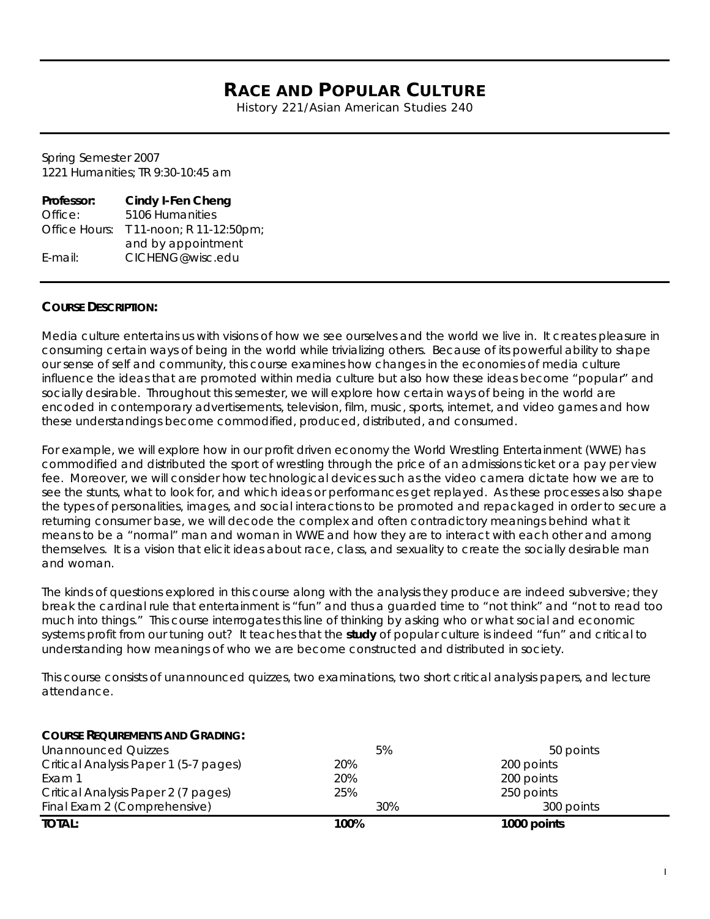# RACE AND POPULAR CULTURE

History 221/Asian American Studies 240

Spring Semester 2007
1221 Humanities; TR 9:30-10:45 am

| | |
|---|---|
| **Professor:** | **Cindy I-Fen Cheng** |
| Office: | 5106 Humanities |
| Office Hours: | T 11-noon; R 11-12:50pm; and by appointment |
| E-mail: | CICHENG@wisc.edu |

**COURSE DESCRIPTION:**

Media culture entertains us with visions of how we see ourselves and the world we live in. It creates pleasure in consuming certain ways of being in the world while trivializing others. Because of its powerful ability to shape our sense of self and community, this course examines how changes in the economies of media culture influence the ideas that are promoted within media culture but also how these ideas become "popular" and socially desirable. Throughout this semester, we will explore how certain ways of being in the world are encoded in contemporary advertisements, television, film, music, sports, internet, and video games and how these understandings become commodified, produced, distributed, and consumed.

For example, we will explore how in our profit driven economy the World Wrestling Entertainment (WWE) has commodified and distributed the sport of wrestling through the price of an admissions ticket or a pay per view fee. Moreover, we will consider how technological devices such as the video camera dictate how we are to see the stunts, what to look for, and which ideas or performances get replayed. As these processes also shape the types of personalities, images, and social interactions to be promoted and repackaged in order to secure a returning consumer base, we will decode the complex and often contradictory meanings behind what it means to be a "normal" man and woman in WWE and how they are to interact with each other and among themselves. It is a vision that elicit ideas about race, class, and sexuality to create the socially desirable man and woman.

The kinds of questions explored in this course along with the analysis they produce are indeed subversive; they break the cardinal rule that entertainment is "fun" and thus a guarded time to "not think" and "not to read too much into things." This course interrogates this line of thinking by asking who or what social and economic systems profit from our tuning out? It teaches that the **study** of popular culture is indeed "fun" and critical to understanding how meanings of who we are become constructed and distributed in society.

This course consists of unannounced quizzes, two examinations, two short critical analysis papers, and lecture attendance.

**COURSE REQUIREMENTS AND GRADING:**

| | | |
|---|---|---|
| Unannounced Quizzes | 5% | 50 points |
| Critical Analysis Paper 1 (5-7 pages) | 20% | 200 points |
| Exam 1 | 20% | 200 points |
| Critical Analysis Paper 2 (7 pages) | 25% | 250 points |
| Final Exam 2 (Comprehensive) | 30% | 300 points |
| **TOTAL:** | **100%** | **1000 points** |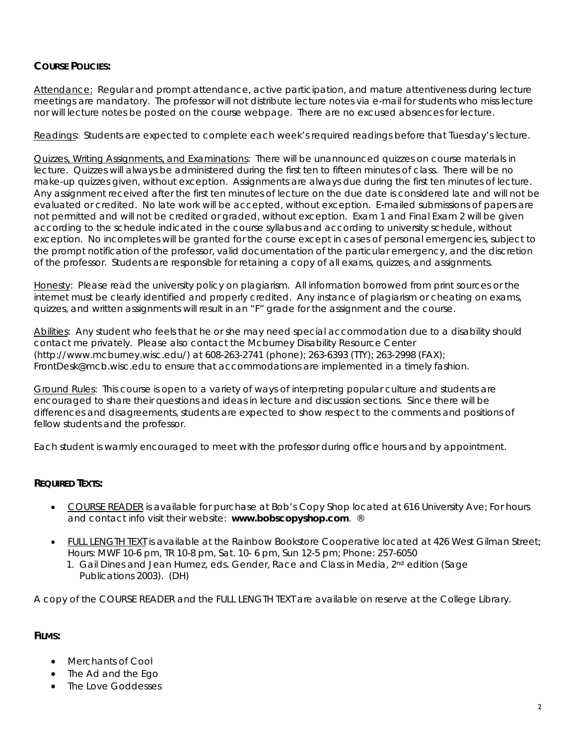## COURSE POLICIES:

Attendance: Regular and prompt attendance, active participation, and mature attentiveness during lecture meetings are mandatory. The professor will not distribute lecture notes via e-mail for students who miss lecture nor will lecture notes be posted on the course webpage. There are no excused absences for lecture.

Readings: Students are expected to complete each week's required readings before that Tuesday's lecture.

Quizzes, Writing Assignments, and Examinations: There will be unannounced quizzes on course materials in lecture. Quizzes will always be administered during the first ten to fifteen minutes of class. There will be no make-up quizzes given, without exception. Assignments are always due during the first ten minutes of lecture. Any assignment received after the first ten minutes of lecture on the due date is considered late and will not be evaluated or credited. No late work will be accepted, without exception. E-mailed submissions of papers are not permitted and will not be credited or graded, without exception. Exam 1 and Final Exam 2 will be given according to the schedule indicated in the course syllabus and according to university schedule, without exception. No incompletes will be granted for the course except in cases of personal emergencies, subject to the prompt notification of the professor, valid documentation of the particular emergency, and the discretion of the professor. Students are responsible for retaining a copy of all exams, quizzes, and assignments.

Honesty: Please read the university policy on plagiarism. All information borrowed from print sources or the internet must be clearly identified and properly credited. Any instance of plagiarism or cheating on exams, quizzes, and written assignments will result in an "F" grade for the assignment and the course.

Abilities: Any student who feels that he or she may need special accommodation due to a disability should contact me privately. Please also contact the Mcburney Disability Resource Center (http://www.mcburney.wisc.edu/) at 608-263-2741 (phone); 263-6393 (TTY); 263-2998 (FAX); FrontDesk@mcb.wisc.edu to ensure that accommodations are implemented in a timely fashion.

Ground Rules: This course is open to a variety of ways of interpreting popular culture and students are encouraged to share their questions and ideas in lecture and discussion sections. Since there will be differences and disagreements, students are expected to show respect to the comments and positions of fellow students and the professor.

Each student is warmly encouraged to meet with the professor during office hours and by appointment.

## REQUIRED TEXTS:

- COURSE READER is available for purchase at Bob's Copy Shop located at 616 University Ave; For hours and contact info visit their website: **www.bobscopyshop.com**. ®
- FULL LENGTH TEXT is available at the Rainbow Bookstore Cooperative located at 426 West Gilman Street; Hours: MWF 10-6 pm, TR 10-8 pm, Sat. 10- 6 pm, Sun 12-5 pm; Phone: 257-6050
  1. Gail Dines and Jean Humez, eds. Gender, Race and Class in Media, 2nd edition (Sage Publications 2003). (DH)

A copy of the COURSE READER and the FULL LENGTH TEXT are available on reserve at the College Library.

## FILMS:

- Merchants of Cool
- The Ad and the Ego
- The Love Goddesses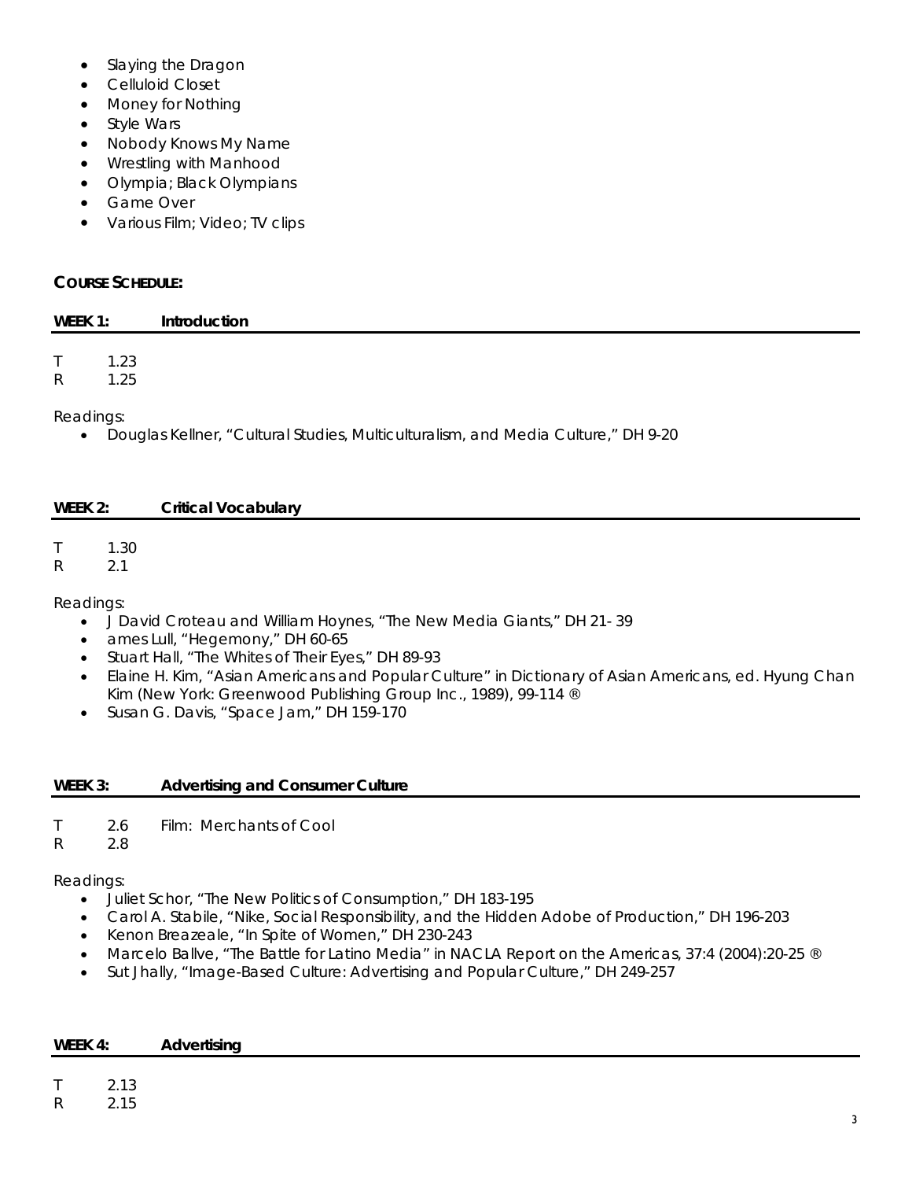- Slaying the Dragon
- Celluloid Closet
- Money for Nothing
- Style Wars
- Nobody Knows My Name
- Wrestling with Manhood
- Olympia; Black Olympians
- Game Over
- Various Film; Video; TV clips

## COURSE SCHEDULE:

### WEEK 1: Introduction

T 1.23
R 1.25

Readings:

- Douglas Kellner, "Cultural Studies, Multiculturalism, and Media Culture," DH 9-20

### WEEK 2: Critical Vocabulary

T 1.30
R 2.1

Readings:

- J David Croteau and William Hoynes, "The New Media Giants," DH 21- 39
- ames Lull, "Hegemony," DH 60-65
- Stuart Hall, "The Whites of Their Eyes," DH 89-93
- Elaine H. Kim, "Asian Americans and Popular Culture" in Dictionary of Asian Americans, ed. Hyung Chan Kim (New York: Greenwood Publishing Group Inc., 1989), 99-114 ®
- Susan G. Davis, "Space Jam," DH 159-170

### WEEK 3: Advertising and Consumer Culture

T 2.6 Film: Merchants of Cool
R 2.8

Readings:

- Juliet Schor, "The New Politics of Consumption," DH 183-195
- Carol A. Stabile, "Nike, Social Responsibility, and the Hidden Adobe of Production," DH 196-203
- Kenon Breazeale, "In Spite of Women," DH 230-243
- Marcelo Ballve, "The Battle for Latino Media" in NACLA Report on the Americas, 37:4 (2004):20-25 ®
- Sut Jhally, "Image-Based Culture: Advertising and Popular Culture," DH 249-257

### WEEK 4: Advertising

T 2.13
R 2.15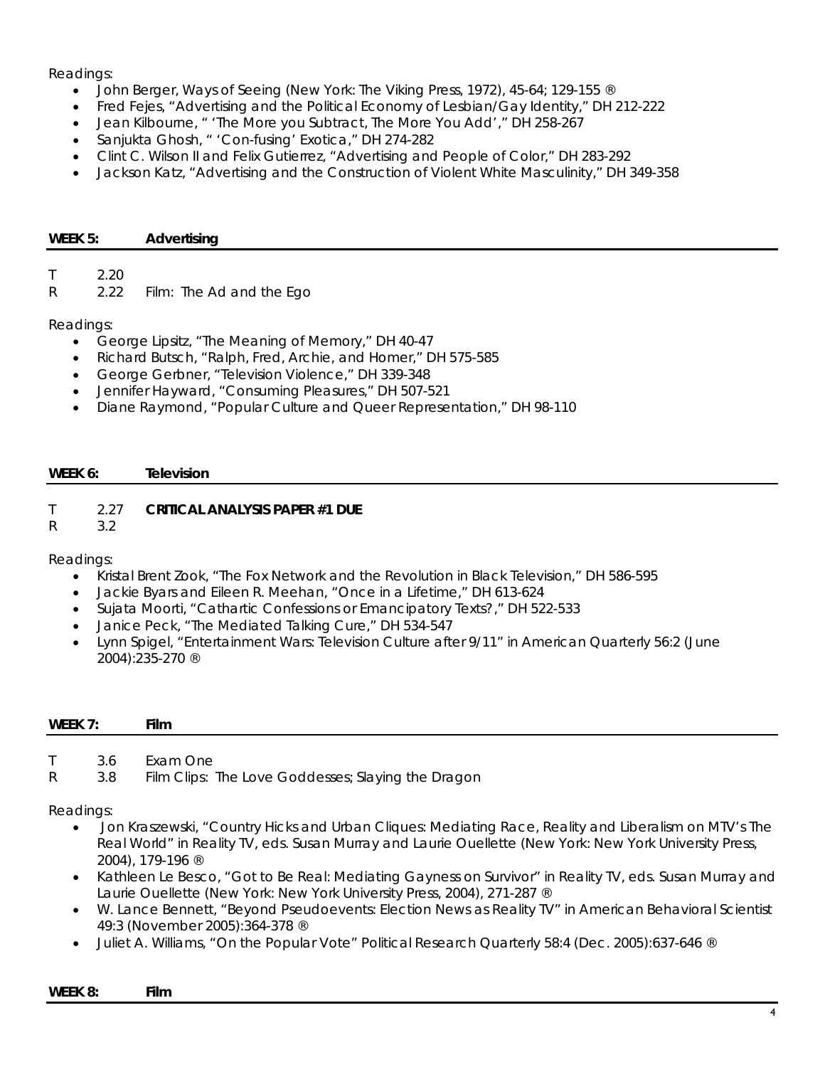Readings:

- John Berger, Ways of Seeing (New York: The Viking Press, 1972), 45-64; 129-155 ®
- Fred Fejes, "Advertising and the Political Economy of Lesbian/Gay Identity," DH 212-222
- Jean Kilbourne, " 'The More you Subtract, The More You Add'," DH 258-267
- Sanjukta Ghosh, " 'Con-fusing' Exotica," DH 274-282
- Clint C. Wilson II and Felix Gutierrez, "Advertising and People of Color," DH 283-292
- Jackson Katz, "Advertising and the Construction of Violent White Masculinity," DH 349-358

## WEEK 5: Advertising

T 2.20

R 2.22 Film: The Ad and the Ego

Readings:

- George Lipsitz, "The Meaning of Memory," DH 40-47
- Richard Butsch, "Ralph, Fred, Archie, and Homer," DH 575-585
- George Gerbner, "Television Violence," DH 339-348
- Jennifer Hayward, "Consuming Pleasures," DH 507-521
- Diane Raymond, "Popular Culture and Queer Representation," DH 98-110

## WEEK 6: Television

T 2.27 **CRITICAL ANALYSIS PAPER #1 DUE**

R 3.2

Readings:

- Kristal Brent Zook, "The Fox Network and the Revolution in Black Television," DH 586-595
- Jackie Byars and Eileen R. Meehan, "Once in a Lifetime," DH 613-624
- Sujata Moorti, "Cathartic Confessions or Emancipatory Texts?," DH 522-533
- Janice Peck, "The Mediated Talking Cure," DH 534-547
- Lynn Spigel, "Entertainment Wars: Television Culture after 9/11" in American Quarterly 56:2 (June 2004):235-270 ®

## WEEK 7: Film

T 3.6 Exam One

R 3.8 Film Clips: The Love Goddesses; Slaying the Dragon

Readings:

- Jon Kraszewski, "Country Hicks and Urban Cliques: Mediating Race, Reality and Liberalism on MTV's The Real World" in Reality TV, eds. Susan Murray and Laurie Ouellette (New York: New York University Press, 2004), 179-196 ®
- Kathleen Le Besco, "Got to Be Real: Mediating Gayness on Survivor" in Reality TV, eds. Susan Murray and Laurie Ouellette (New York: New York University Press, 2004), 271-287 ®
- W. Lance Bennett, "Beyond Pseudoevents: Election News as Reality TV" in American Behavioral Scientist 49:3 (November 2005):364-378 ®
- Juliet A. Williams, "On the Popular Vote" Political Research Quarterly 58:4 (Dec. 2005):637-646 ®

## WEEK 8: Film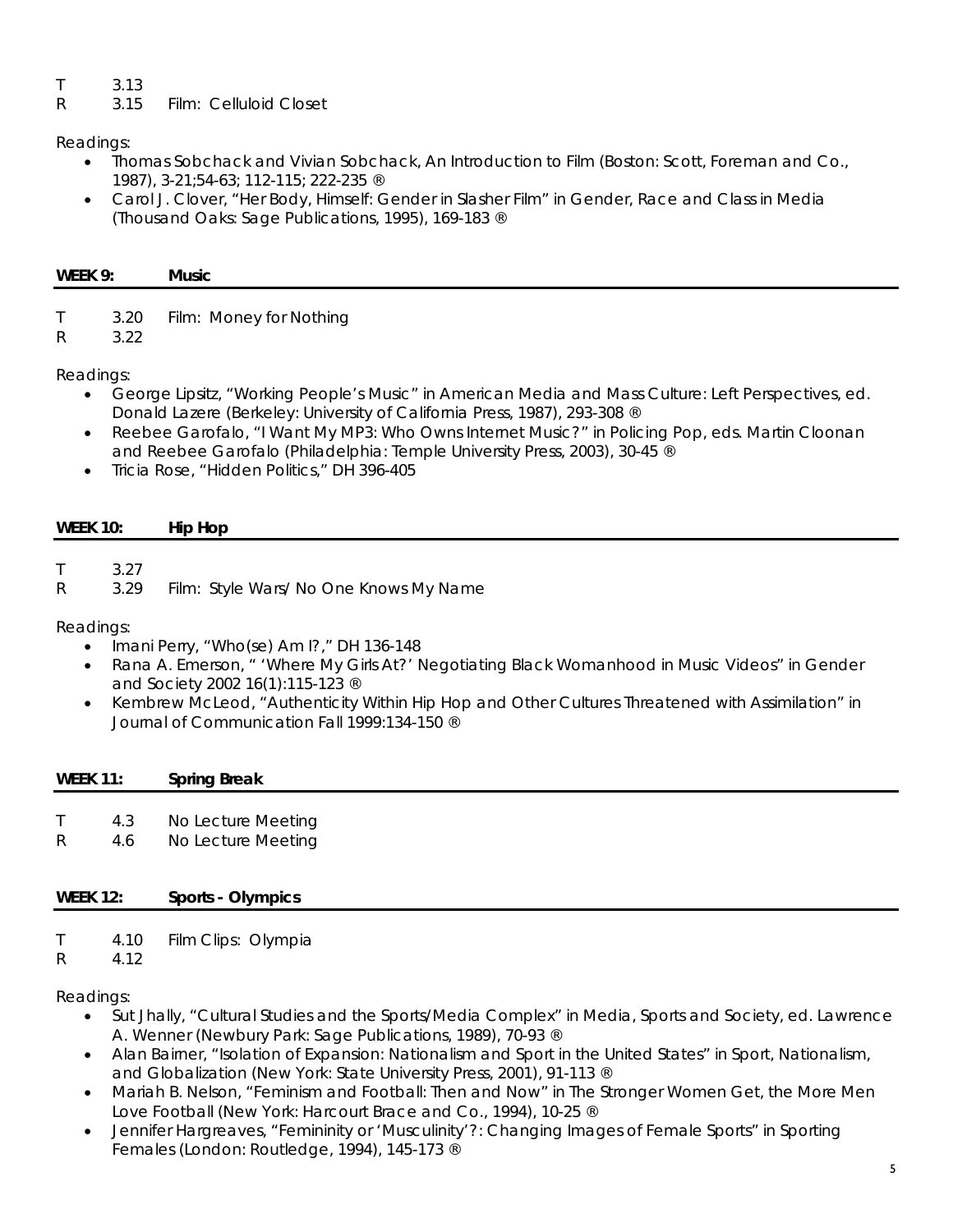T 3.13
R 3.15 Film: Celluloid Closet

Readings:

- Thomas Sobchack and Vivian Sobchack, An Introduction to Film (Boston: Scott, Foreman and Co., 1987), 3-21;54-63; 112-115; 222-235 ®
- Carol J. Clover, "Her Body, Himself: Gender in Slasher Film" in Gender, Race and Class in Media (Thousand Oaks: Sage Publications, 1995), 169-183 ®

**WEEK 9: Music**

T 3.20 Film: Money for Nothing
R 3.22

Readings:

- George Lipsitz, "Working People's Music" in American Media and Mass Culture: Left Perspectives, ed. Donald Lazere (Berkeley: University of California Press, 1987), 293-308 ®
- Reebee Garofalo, "I Want My MP3: Who Owns Internet Music?" in Policing Pop, eds. Martin Cloonan and Reebee Garofalo (Philadelphia: Temple University Press, 2003), 30-45 ®
- Tricia Rose, "Hidden Politics," DH 396-405

**WEEK 10: Hip Hop**

T 3.27
R 3.29 Film: Style Wars/ No One Knows My Name

Readings:

- Imani Perry, "Who(se) Am I?," DH 136-148
- Rana A. Emerson, " 'Where My Girls At?' Negotiating Black Womanhood in Music Videos" in Gender and Society 2002 16(1):115-123 ®
- Kembrew McLeod, "Authenticity Within Hip Hop and Other Cultures Threatened with Assimilation" in Journal of Communication Fall 1999:134-150 ®

**WEEK 11: Spring Break**

T 4.3 No Lecture Meeting
R 4.6 No Lecture Meeting

**WEEK 12: Sports - Olympics**

T 4.10 Film Clips: Olympia
R 4.12

Readings:

- Sut Jhally, "Cultural Studies and the Sports/Media Complex" in Media, Sports and Society, ed. Lawrence A. Wenner (Newbury Park: Sage Publications, 1989), 70-93 ®
- Alan Bairner, "Isolation of Expansion: Nationalism and Sport in the United States" in Sport, Nationalism, and Globalization (New York: State University Press, 2001), 91-113 ®
- Mariah B. Nelson, "Feminism and Football: Then and Now" in The Stronger Women Get, the More Men Love Football (New York: Harcourt Brace and Co., 1994), 10-25 ®
- Jennifer Hargreaves, "Femininity or 'Musculinity'?: Changing Images of Female Sports" in Sporting Females (London: Routledge, 1994), 145-173 ®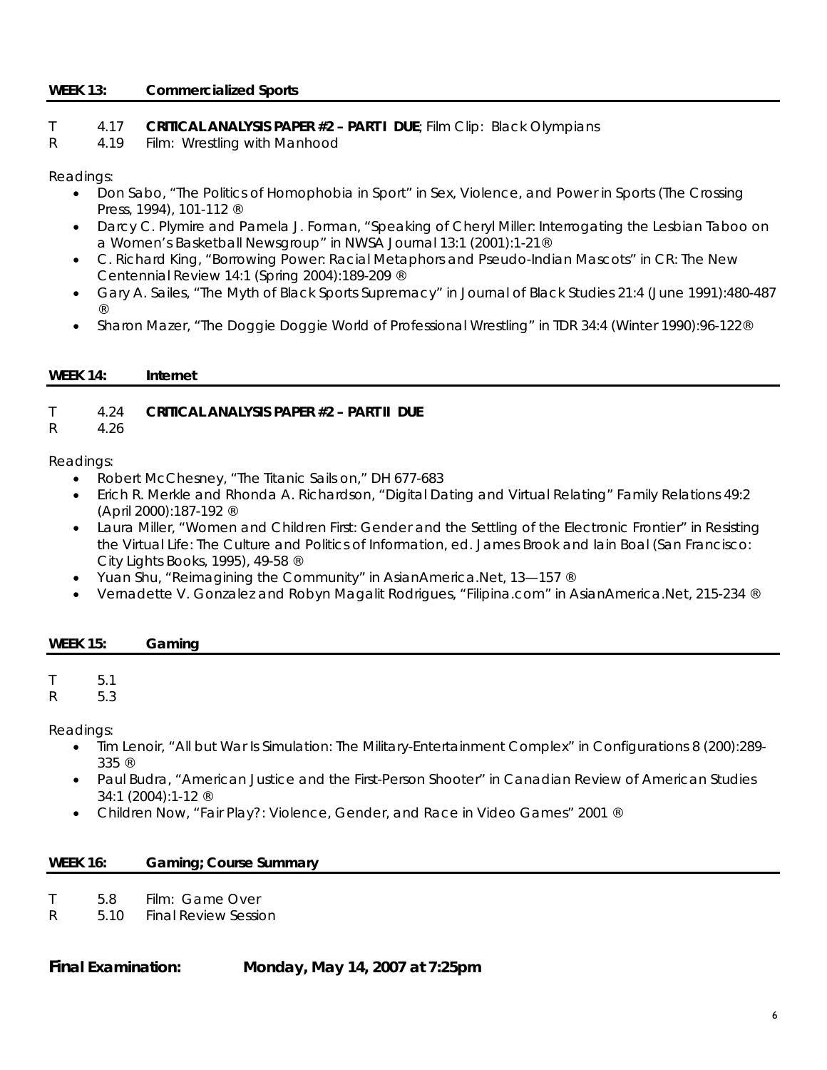**WEEK 13: Commercialized Sports**

T 4.17 **CRITICAL ANALYSIS PAPER #2 – PART I DUE**; Film Clip: Black Olympians
R 4.19 Film: Wrestling with Manhood

Readings:

- Don Sabo, "The Politics of Homophobia in Sport" in Sex, Violence, and Power in Sports (The Crossing Press, 1994), 101-112 ®
- Darcy C. Plymire and Pamela J. Forman, "Speaking of Cheryl Miller: Interrogating the Lesbian Taboo on a Women's Basketball Newsgroup" in NWSA Journal 13:1 (2001):1-21®
- C. Richard King, "Borrowing Power: Racial Metaphors and Pseudo-Indian Mascots" in CR: The New Centennial Review 14:1 (Spring 2004):189-209 ®
- Gary A. Sailes, "The Myth of Black Sports Supremacy" in Journal of Black Studies 21:4 (June 1991):480-487 ®
- Sharon Mazer, "The Doggie Doggie World of Professional Wrestling" in TDR 34:4 (Winter 1990):96-122®

**WEEK 14: Internet**

T 4.24 **CRITICAL ANALYSIS PAPER #2 – PART II DUE**
R 4.26

Readings:

- Robert McChesney, "The Titanic Sails on," DH 677-683
- Erich R. Merkle and Rhonda A. Richardson, "Digital Dating and Virtual Relating" Family Relations 49:2 (April 2000):187-192 ®
- Laura Miller, "Women and Children First: Gender and the Settling of the Electronic Frontier" in Resisting the Virtual Life: The Culture and Politics of Information, ed. James Brook and Iain Boal (San Francisco: City Lights Books, 1995), 49-58 ®
- Yuan Shu, "Reimagining the Community" in AsianAmerica.Net, 13—157 ®
- Vernadette V. Gonzalez and Robyn Magalit Rodrigues, "Filipina.com" in AsianAmerica.Net, 215-234 ®

**WEEK 15: Gaming**

T 5.1
R 5.3

Readings:

- Tim Lenoir, "All but War Is Simulation: The Military-Entertainment Complex" in Configurations 8 (200):289-335 ®
- Paul Budra, "American Justice and the First-Person Shooter" in Canadian Review of American Studies 34:1 (2004):1-12 ®
- Children Now, "Fair Play?: Violence, Gender, and Race in Video Games" 2001 ®

**WEEK 16: Gaming; Course Summary**

T 5.8 Film: Game Over
R 5.10 Final Review Session

**Final Examination: Monday, May 14, 2007 at 7:25pm**